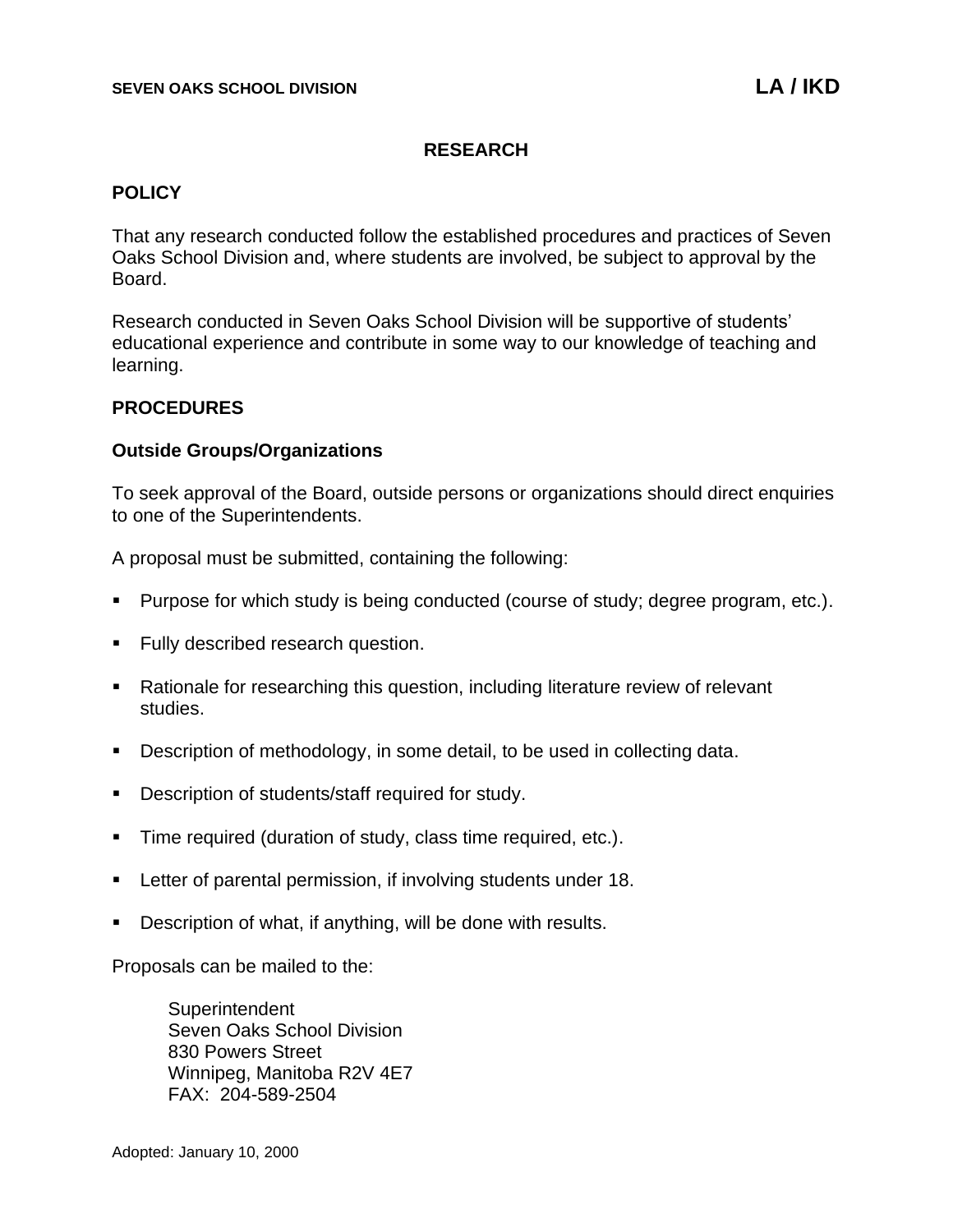**SEVEN OAKS SCHOOL DIVISION** **LA / IKD**

# RESEARCH

## POLICY

That any research conducted follow the established procedures and practices of Seven Oaks School Division and, where students are involved, be subject to approval by the Board.

Research conducted in Seven Oaks School Division will be supportive of students' educational experience and contribute in some way to our knowledge of teaching and learning.

## PROCEDURES

### Outside Groups/Organizations

To seek approval of the Board, outside persons or organizations should direct enquiries to one of the Superintendents.

A proposal must be submitted, containing the following:

- Purpose for which study is being conducted (course of study; degree program, etc.).
- Fully described research question.
- Rationale for researching this question, including literature review of relevant studies.
- Description of methodology, in some detail, to be used in collecting data.
- Description of students/staff required for study.
- Time required (duration of study, class time required, etc.).
- Letter of parental permission, if involving students under 18.
- Description of what, if anything, will be done with results.

Proposals can be mailed to the:

Superintendent
Seven Oaks School Division
830 Powers Street
Winnipeg, Manitoba R2V 4E7
FAX: 204-589-2504

Adopted: January 10, 2000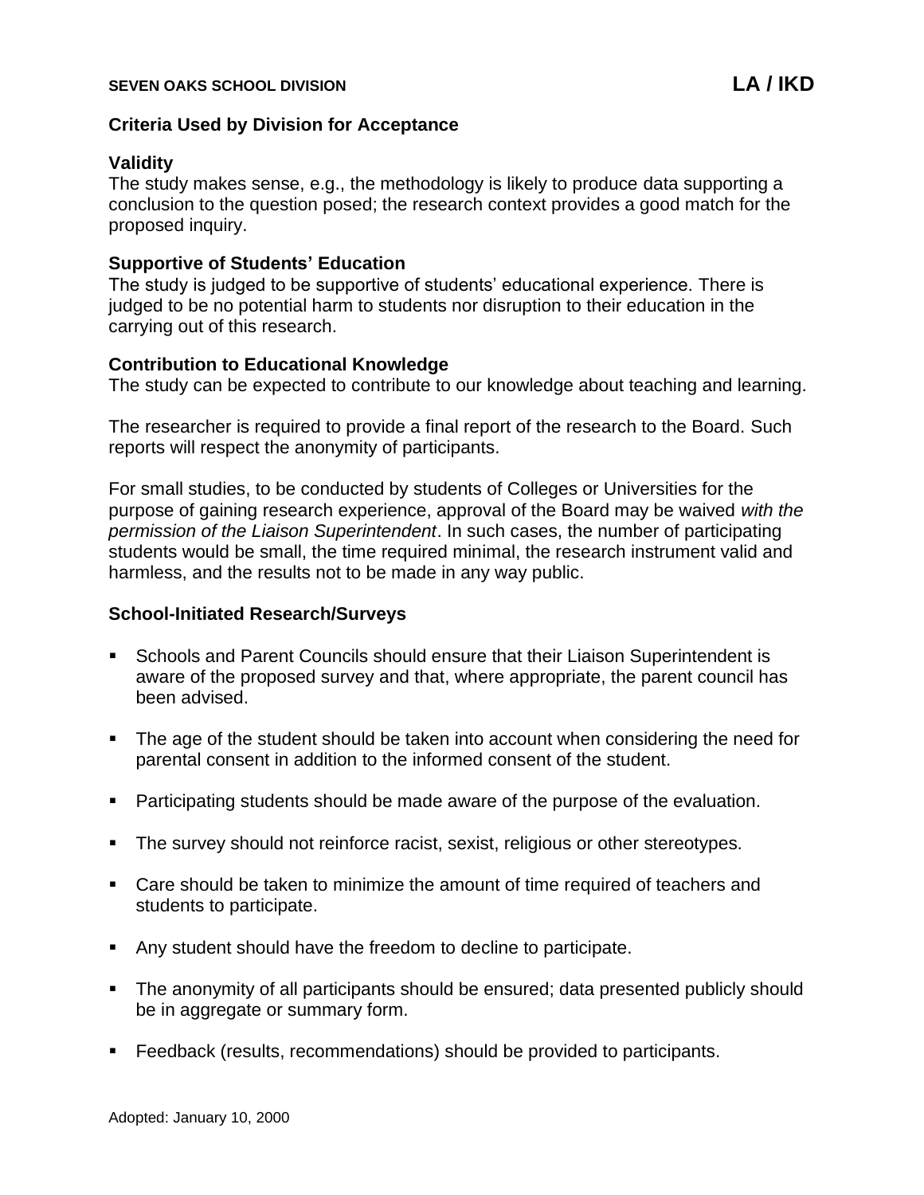### Criteria Used by Division for Acceptance

**Validity**
The study makes sense, e.g., the methodology is likely to produce data supporting a conclusion to the question posed; the research context provides a good match for the proposed inquiry.

**Supportive of Students' Education**
The study is judged to be supportive of students' educational experience. There is judged to be no potential harm to students nor disruption to their education in the carrying out of this research.

**Contribution to Educational Knowledge**
The study can be expected to contribute to our knowledge about teaching and learning.

The researcher is required to provide a final report of the research to the Board. Such reports will respect the anonymity of participants.

For small studies, to be conducted by students of Colleges or Universities for the purpose of gaining research experience, approval of the Board may be waived *with the permission of the Liaison Superintendent*. In such cases, the number of participating students would be small, the time required minimal, the research instrument valid and harmless, and the results not to be made in any way public.

### School-Initiated Research/Surveys

- Schools and Parent Councils should ensure that their Liaison Superintendent is aware of the proposed survey and that, where appropriate, the parent council has been advised.
- The age of the student should be taken into account when considering the need for parental consent in addition to the informed consent of the student.
- Participating students should be made aware of the purpose of the evaluation.
- The survey should not reinforce racist, sexist, religious or other stereotypes.
- Care should be taken to minimize the amount of time required of teachers and students to participate.
- Any student should have the freedom to decline to participate.
- The anonymity of all participants should be ensured; data presented publicly should be in aggregate or summary form.
- Feedback (results, recommendations) should be provided to participants.

Adopted: January 10, 2000